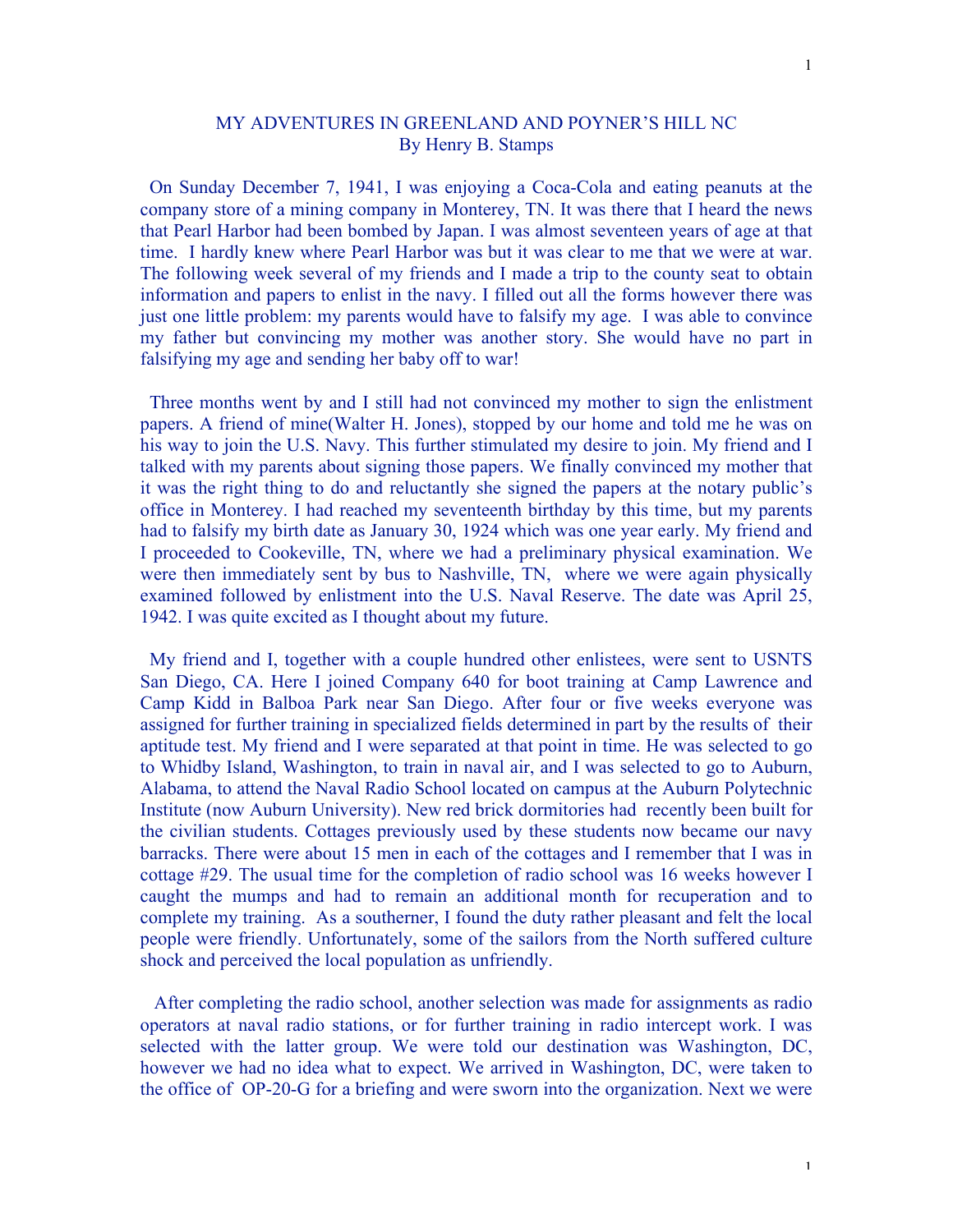# MY ADVENTURES IN GREENLAND AND POYNER'S HILL NC

By Henry B. Stamps

On Sunday December 7, 1941, I was enjoying a Coca-Cola and eating peanuts at the company store of a mining company in Monterey, TN. It was there that I heard the news that Pearl Harbor had been bombed by Japan. I was almost seventeen years of age at that time. I hardly knew where Pearl Harbor was but it was clear to me that we were at war. The following week several of my friends and I made a trip to the county seat to obtain information and papers to enlist in the navy. I filled out all the forms however there was just one little problem: my parents would have to falsify my age. I was able to convince my father but convincing my mother was another story. She would have no part in falsifying my age and sending her baby off to war!

Three months went by and I still had not convinced my mother to sign the enlistment papers. A friend of mine(Walter H. Jones), stopped by our home and told me he was on his way to join the U.S. Navy. This further stimulated my desire to join. My friend and I talked with my parents about signing those papers. We finally convinced my mother that it was the right thing to do and reluctantly she signed the papers at the notary public's office in Monterey. I had reached my seventeenth birthday by this time, but my parents had to falsify my birth date as January 30, 1924 which was one year early. My friend and I proceeded to Cookeville, TN, where we had a preliminary physical examination. We were then immediately sent by bus to Nashville, TN, where we were again physically examined followed by enlistment into the U.S. Naval Reserve. The date was April 25, 1942. I was quite excited as I thought about my future.

My friend and I, together with a couple hundred other enlistees, were sent to USNTS San Diego, CA. Here I joined Company 640 for boot training at Camp Lawrence and Camp Kidd in Balboa Park near San Diego. After four or five weeks everyone was assigned for further training in specialized fields determined in part by the results of their aptitude test. My friend and I were separated at that point in time. He was selected to go to Whidby Island, Washington, to train in naval air, and I was selected to go to Auburn, Alabama, to attend the Naval Radio School located on campus at the Auburn Polytechnic Institute (now Auburn University). New red brick dormitories had recently been built for the civilian students. Cottages previously used by these students now became our navy barracks. There were about 15 men in each of the cottages and I remember that I was in cottage #29. The usual time for the completion of radio school was 16 weeks however I caught the mumps and had to remain an additional month for recuperation and to complete my training. As a southerner, I found the duty rather pleasant and felt the local people were friendly. Unfortunately, some of the sailors from the North suffered culture shock and perceived the local population as unfriendly.

After completing the radio school, another selection was made for assignments as radio operators at naval radio stations, or for further training in radio intercept work. I was selected with the latter group. We were told our destination was Washington, DC, however we had no idea what to expect. We arrived in Washington, DC, were taken to the office of OP-20-G for a briefing and were sworn into the organization. Next we were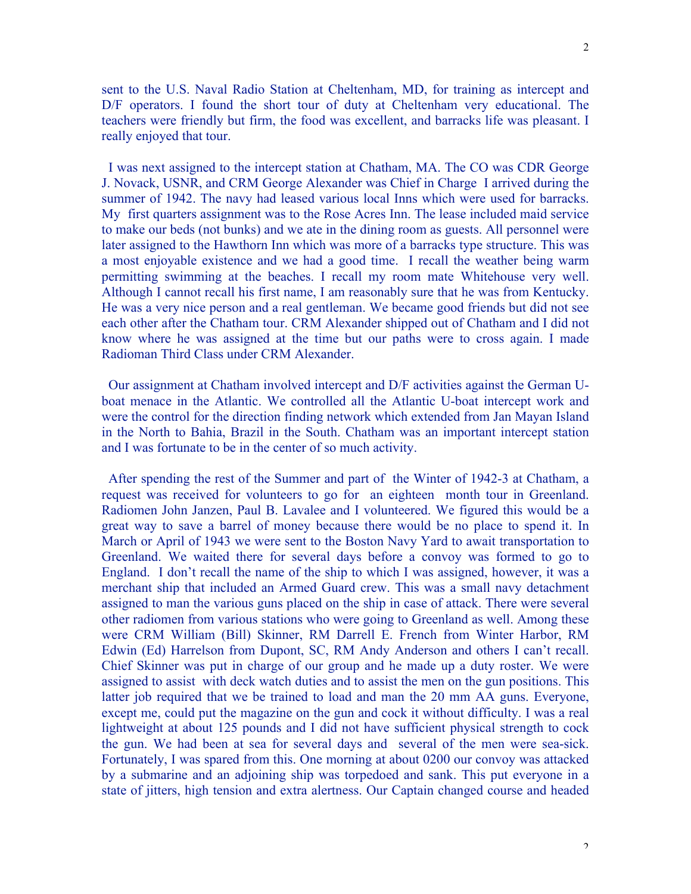sent to the U.S. Naval Radio Station at Cheltenham, MD, for training as intercept and D/F operators. I found the short tour of duty at Cheltenham very educational. The teachers were friendly but firm, the food was excellent, and barracks life was pleasant. I really enjoyed that tour.

I was next assigned to the intercept station at Chatham, MA. The CO was CDR George J. Novack, USNR, and CRM George Alexander was Chief in Charge I arrived during the summer of 1942. The navy had leased various local Inns which were used for barracks. My first quarters assignment was to the Rose Acres Inn. The lease included maid service to make our beds (not bunks) and we ate in the dining room as guests. All personnel were later assigned to the Hawthorn Inn which was more of a barracks type structure. This was a most enjoyable existence and we had a good time. I recall the weather being warm permitting swimming at the beaches. I recall my room mate Whitehouse very well. Although I cannot recall his first name, I am reasonably sure that he was from Kentucky. He was a very nice person and a real gentleman. We became good friends but did not see each other after the Chatham tour. CRM Alexander shipped out of Chatham and I did not know where he was assigned at the time but our paths were to cross again. I made Radioman Third Class under CRM Alexander.

Our assignment at Chatham involved intercept and D/F activities against the German U-boat menace in the Atlantic. We controlled all the Atlantic U-boat intercept work and were the control for the direction finding network which extended from Jan Mayan Island in the North to Bahia, Brazil in the South. Chatham was an important intercept station and I was fortunate to be in the center of so much activity.

After spending the rest of the Summer and part of the Winter of 1942-3 at Chatham, a request was received for volunteers to go for an eighteen month tour in Greenland. Radiomen John Janzen, Paul B. Lavalee and I volunteered. We figured this would be a great way to save a barrel of money because there would be no place to spend it. In March or April of 1943 we were sent to the Boston Navy Yard to await transportation to Greenland. We waited there for several days before a convoy was formed to go to England. I don't recall the name of the ship to which I was assigned, however, it was a merchant ship that included an Armed Guard crew. This was a small navy detachment assigned to man the various guns placed on the ship in case of attack. There were several other radiomen from various stations who were going to Greenland as well. Among these were CRM William (Bill) Skinner, RM Darrell E. French from Winter Harbor, RM Edwin (Ed) Harrelson from Dupont, SC, RM Andy Anderson and others I can't recall. Chief Skinner was put in charge of our group and he made up a duty roster. We were assigned to assist with deck watch duties and to assist the men on the gun positions. This latter job required that we be trained to load and man the 20 mm AA guns. Everyone, except me, could put the magazine on the gun and cock it without difficulty. I was a real lightweight at about 125 pounds and I did not have sufficient physical strength to cock the gun. We had been at sea for several days and several of the men were sea-sick. Fortunately, I was spared from this. One morning at about 0200 our convoy was attacked by a submarine and an adjoining ship was torpedoed and sank. This put everyone in a state of jitters, high tension and extra alertness. Our Captain changed course and headed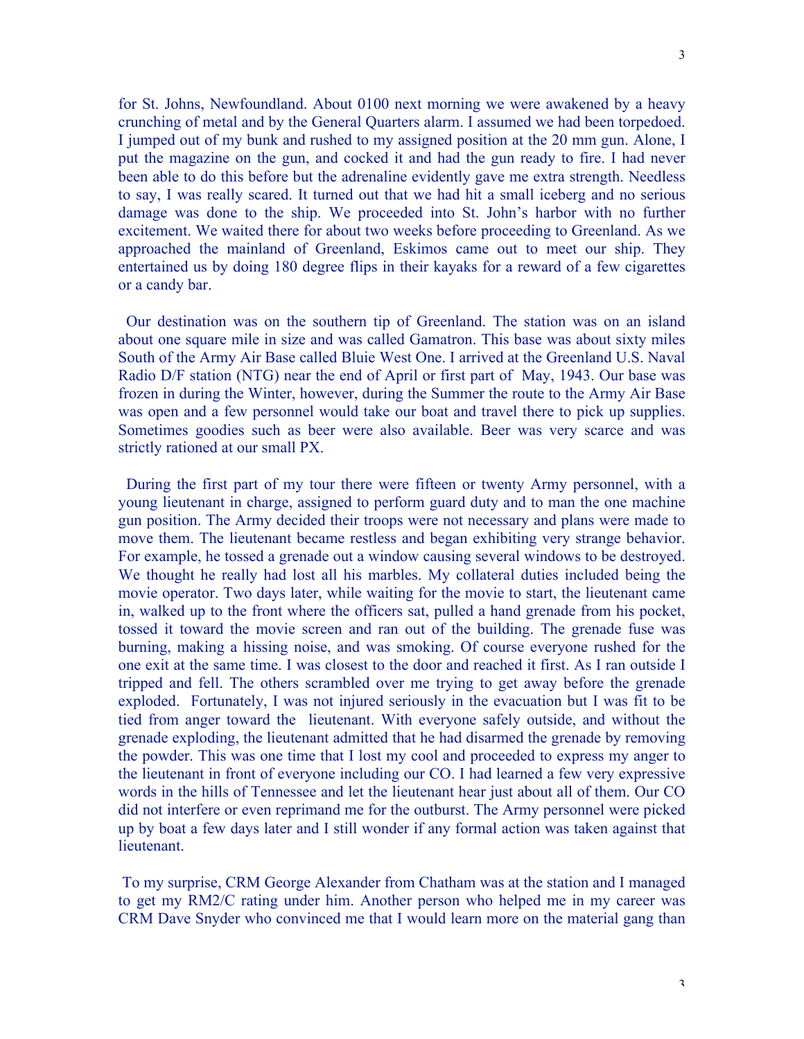for St. Johns, Newfoundland. About 0100 next morning we were awakened by a heavy crunching of metal and by the General Quarters alarm. I assumed we had been torpedoed. I jumped out of my bunk and rushed to my assigned position at the 20 mm gun. Alone, I put the magazine on the gun, and cocked it and had the gun ready to fire. I had never been able to do this before but the adrenaline evidently gave me extra strength. Needless to say, I was really scared. It turned out that we had hit a small iceberg and no serious damage was done to the ship. We proceeded into St. John's harbor with no further excitement. We waited there for about two weeks before proceeding to Greenland. As we approached the mainland of Greenland, Eskimos came out to meet our ship. They entertained us by doing 180 degree flips in their kayaks for a reward of a few cigarettes or a candy bar.

Our destination was on the southern tip of Greenland. The station was on an island about one square mile in size and was called Gamatron. This base was about sixty miles South of the Army Air Base called Bluie West One. I arrived at the Greenland U.S. Naval Radio D/F station (NTG) near the end of April or first part of May, 1943. Our base was frozen in during the Winter, however, during the Summer the route to the Army Air Base was open and a few personnel would take our boat and travel there to pick up supplies. Sometimes goodies such as beer were also available. Beer was very scarce and was strictly rationed at our small PX.

During the first part of my tour there were fifteen or twenty Army personnel, with a young lieutenant in charge, assigned to perform guard duty and to man the one machine gun position. The Army decided their troops were not necessary and plans were made to move them. The lieutenant became restless and began exhibiting very strange behavior. For example, he tossed a grenade out a window causing several windows to be destroyed. We thought he really had lost all his marbles. My collateral duties included being the movie operator. Two days later, while waiting for the movie to start, the lieutenant came in, walked up to the front where the officers sat, pulled a hand grenade from his pocket, tossed it toward the movie screen and ran out of the building. The grenade fuse was burning, making a hissing noise, and was smoking. Of course everyone rushed for the one exit at the same time. I was closest to the door and reached it first. As I ran outside I tripped and fell. The others scrambled over me trying to get away before the grenade exploded. Fortunately, I was not injured seriously in the evacuation but I was fit to be tied from anger toward the lieutenant. With everyone safely outside, and without the grenade exploding, the lieutenant admitted that he had disarmed the grenade by removing the powder. This was one time that I lost my cool and proceeded to express my anger to the lieutenant in front of everyone including our CO. I had learned a few very expressive words in the hills of Tennessee and let the lieutenant hear just about all of them. Our CO did not interfere or even reprimand me for the outburst. The Army personnel were picked up by boat a few days later and I still wonder if any formal action was taken against that lieutenant.

To my surprise, CRM George Alexander from Chatham was at the station and I managed to get my RM2/C rating under him. Another person who helped me in my career was CRM Dave Snyder who convinced me that I would learn more on the material gang than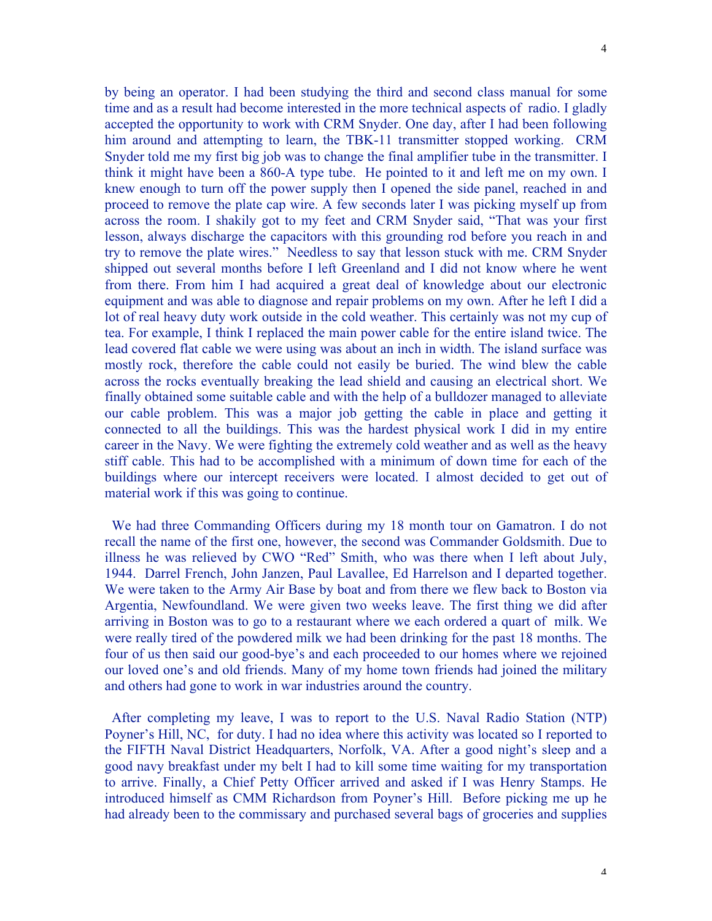by being an operator. I had been studying the third and second class manual for some time and as a result had become interested in the more technical aspects of radio. I gladly accepted the opportunity to work with CRM Snyder. One day, after I had been following him around and attempting to learn, the TBK-11 transmitter stopped working. CRM Snyder told me my first big job was to change the final amplifier tube in the transmitter. I think it might have been a 860-A type tube. He pointed to it and left me on my own. I knew enough to turn off the power supply then I opened the side panel, reached in and proceed to remove the plate cap wire. A few seconds later I was picking myself up from across the room. I shakily got to my feet and CRM Snyder said, "That was your first lesson, always discharge the capacitors with this grounding rod before you reach in and try to remove the plate wires." Needless to say that lesson stuck with me. CRM Snyder shipped out several months before I left Greenland and I did not know where he went from there. From him I had acquired a great deal of knowledge about our electronic equipment and was able to diagnose and repair problems on my own. After he left I did a lot of real heavy duty work outside in the cold weather. This certainly was not my cup of tea. For example, I think I replaced the main power cable for the entire island twice. The lead covered flat cable we were using was about an inch in width. The island surface was mostly rock, therefore the cable could not easily be buried. The wind blew the cable across the rocks eventually breaking the lead shield and causing an electrical short. We finally obtained some suitable cable and with the help of a bulldozer managed to alleviate our cable problem. This was a major job getting the cable in place and getting it connected to all the buildings. This was the hardest physical work I did in my entire career in the Navy. We were fighting the extremely cold weather and as well as the heavy stiff cable. This had to be accomplished with a minimum of down time for each of the buildings where our intercept receivers were located. I almost decided to get out of material work if this was going to continue.

We had three Commanding Officers during my 18 month tour on Gamatron. I do not recall the name of the first one, however, the second was Commander Goldsmith. Due to illness he was relieved by CWO "Red" Smith, who was there when I left about July, 1944. Darrel French, John Janzen, Paul Lavallee, Ed Harrelson and I departed together. We were taken to the Army Air Base by boat and from there we flew back to Boston via Argentia, Newfoundland. We were given two weeks leave. The first thing we did after arriving in Boston was to go to a restaurant where we each ordered a quart of milk. We were really tired of the powdered milk we had been drinking for the past 18 months. The four of us then said our good-bye's and each proceeded to our homes where we rejoined our loved one's and old friends. Many of my home town friends had joined the military and others had gone to work in war industries around the country.

After completing my leave, I was to report to the U.S. Naval Radio Station (NTP) Poyner's Hill, NC, for duty. I had no idea where this activity was located so I reported to the FIFTH Naval District Headquarters, Norfolk, VA. After a good night's sleep and a good navy breakfast under my belt I had to kill some time waiting for my transportation to arrive. Finally, a Chief Petty Officer arrived and asked if I was Henry Stamps. He introduced himself as CMM Richardson from Poyner's Hill. Before picking me up he had already been to the commissary and purchased several bags of groceries and supplies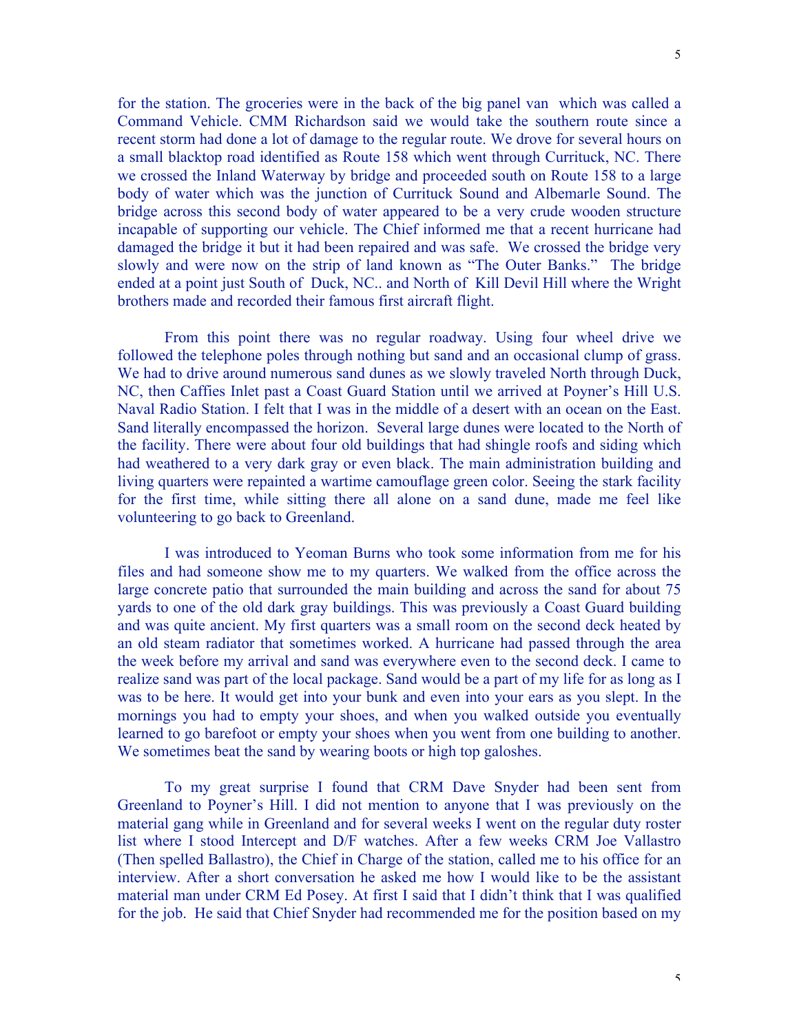for the station. The groceries were in the back of the big panel van which was called a Command Vehicle. CMM Richardson said we would take the southern route since a recent storm had done a lot of damage to the regular route. We drove for several hours on a small blacktop road identified as Route 158 which went through Currituck, NC. There we crossed the Inland Waterway by bridge and proceeded south on Route 158 to a large body of water which was the junction of Currituck Sound and Albemarle Sound. The bridge across this second body of water appeared to be a very crude wooden structure incapable of supporting our vehicle. The Chief informed me that a recent hurricane had damaged the bridge it but it had been repaired and was safe. We crossed the bridge very slowly and were now on the strip of land known as "The Outer Banks." The bridge ended at a point just South of Duck, NC.. and North of Kill Devil Hill where the Wright brothers made and recorded their famous first aircraft flight.

From this point there was no regular roadway. Using four wheel drive we followed the telephone poles through nothing but sand and an occasional clump of grass. We had to drive around numerous sand dunes as we slowly traveled North through Duck, NC, then Caffies Inlet past a Coast Guard Station until we arrived at Poyner's Hill U.S. Naval Radio Station. I felt that I was in the middle of a desert with an ocean on the East. Sand literally encompassed the horizon. Several large dunes were located to the North of the facility. There were about four old buildings that had shingle roofs and siding which had weathered to a very dark gray or even black. The main administration building and living quarters were repainted a wartime camouflage green color. Seeing the stark facility for the first time, while sitting there all alone on a sand dune, made me feel like volunteering to go back to Greenland.

I was introduced to Yeoman Burns who took some information from me for his files and had someone show me to my quarters. We walked from the office across the large concrete patio that surrounded the main building and across the sand for about 75 yards to one of the old dark gray buildings. This was previously a Coast Guard building and was quite ancient. My first quarters was a small room on the second deck heated by an old steam radiator that sometimes worked. A hurricane had passed through the area the week before my arrival and sand was everywhere even to the second deck. I came to realize sand was part of the local package. Sand would be a part of my life for as long as I was to be here. It would get into your bunk and even into your ears as you slept. In the mornings you had to empty your shoes, and when you walked outside you eventually learned to go barefoot or empty your shoes when you went from one building to another. We sometimes beat the sand by wearing boots or high top galoshes.

To my great surprise I found that CRM Dave Snyder had been sent from Greenland to Poyner's Hill. I did not mention to anyone that I was previously on the material gang while in Greenland and for several weeks I went on the regular duty roster list where I stood Intercept and D/F watches. After a few weeks CRM Joe Vallastro (Then spelled Ballastro), the Chief in Charge of the station, called me to his office for an interview. After a short conversation he asked me how I would like to be the assistant material man under CRM Ed Posey. At first I said that I didn't think that I was qualified for the job. He said that Chief Snyder had recommended me for the position based on my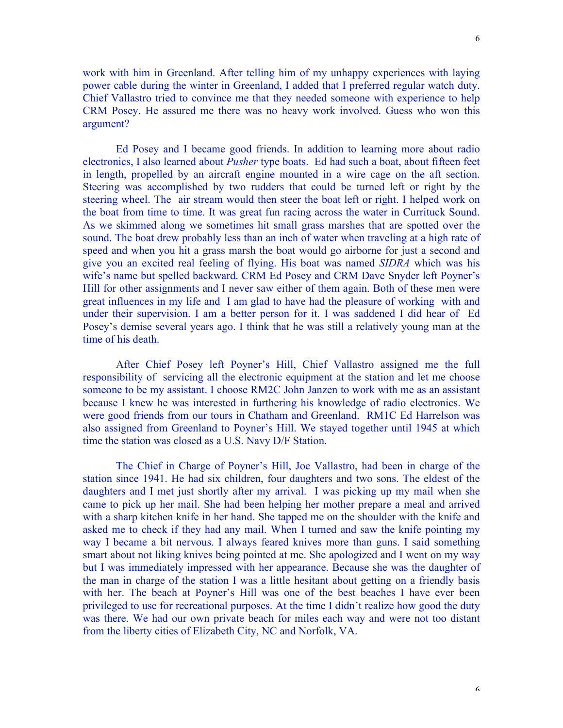work with him in Greenland. After telling him of my unhappy experiences with laying power cable during the winter in Greenland, I added that I preferred regular watch duty. Chief Vallastro tried to convince me that they needed someone with experience to help CRM Posey. He assured me there was no heavy work involved. Guess who won this argument?

Ed Posey and I became good friends. In addition to learning more about radio electronics, I also learned about *Pusher* type boats. Ed had such a boat, about fifteen feet in length, propelled by an aircraft engine mounted in a wire cage on the aft section. Steering was accomplished by two rudders that could be turned left or right by the steering wheel. The air stream would then steer the boat left or right. I helped work on the boat from time to time. It was great fun racing across the water in Currituck Sound. As we skimmed along we sometimes hit small grass marshes that are spotted over the sound. The boat drew probably less than an inch of water when traveling at a high rate of speed and when you hit a grass marsh the boat would go airborne for just a second and give you an excited real feeling of flying. His boat was named *SIDRA* which was his wife's name but spelled backward. CRM Ed Posey and CRM Dave Snyder left Poyner's Hill for other assignments and I never saw either of them again. Both of these men were great influences in my life and I am glad to have had the pleasure of working with and under their supervision. I am a better person for it. I was saddened I did hear of Ed Posey's demise several years ago. I think that he was still a relatively young man at the time of his death.

After Chief Posey left Poyner's Hill, Chief Vallastro assigned me the full responsibility of servicing all the electronic equipment at the station and let me choose someone to be my assistant. I choose RM2C John Janzen to work with me as an assistant because I knew he was interested in furthering his knowledge of radio electronics. We were good friends from our tours in Chatham and Greenland. RM1C Ed Harrelson was also assigned from Greenland to Poyner's Hill. We stayed together until 1945 at which time the station was closed as a U.S. Navy D/F Station.

The Chief in Charge of Poyner's Hill, Joe Vallastro, had been in charge of the station since 1941. He had six children, four daughters and two sons. The eldest of the daughters and I met just shortly after my arrival. I was picking up my mail when she came to pick up her mail. She had been helping her mother prepare a meal and arrived with a sharp kitchen knife in her hand. She tapped me on the shoulder with the knife and asked me to check if they had any mail. When I turned and saw the knife pointing my way I became a bit nervous. I always feared knives more than guns. I said something smart about not liking knives being pointed at me. She apologized and I went on my way but I was immediately impressed with her appearance. Because she was the daughter of the man in charge of the station I was a little hesitant about getting on a friendly basis with her. The beach at Poyner's Hill was one of the best beaches I have ever been privileged to use for recreational purposes. At the time I didn't realize how good the duty was there. We had our own private beach for miles each way and were not too distant from the liberty cities of Elizabeth City, NC and Norfolk, VA.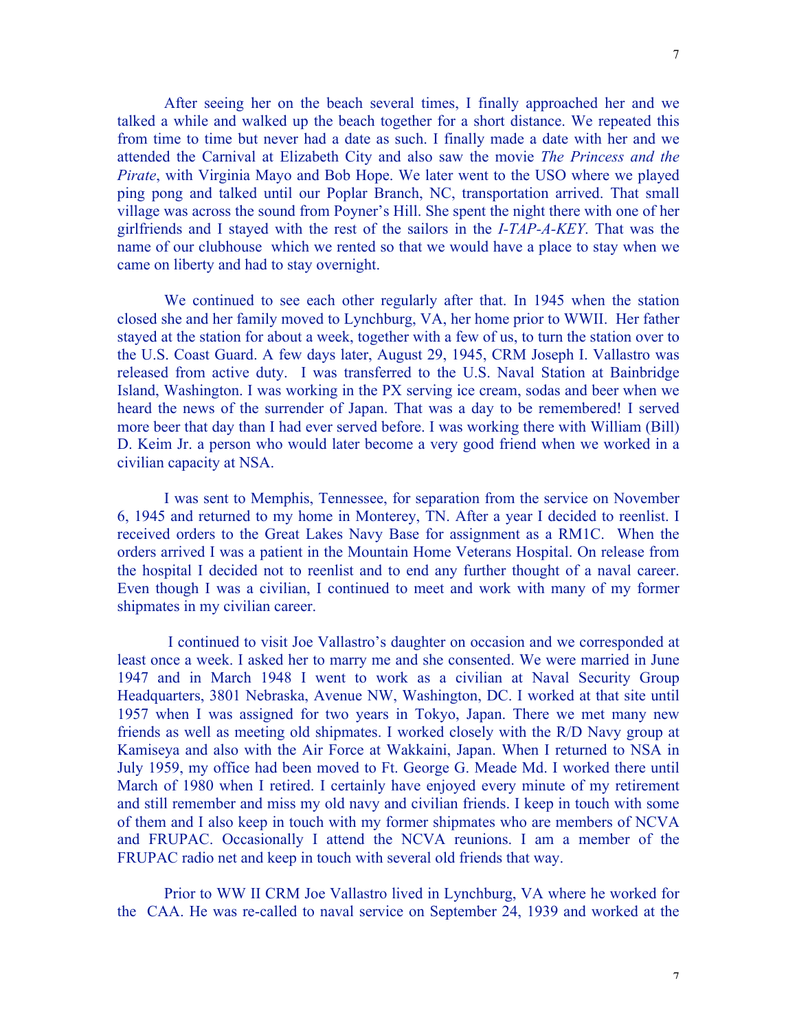After seeing her on the beach several times, I finally approached her and we talked a while and walked up the beach together for a short distance. We repeated this from time to time but never had a date as such. I finally made a date with her and we attended the Carnival at Elizabeth City and also saw the movie *The Princess and the Pirate*, with Virginia Mayo and Bob Hope. We later went to the USO where we played ping pong and talked until our Poplar Branch, NC, transportation arrived. That small village was across the sound from Poyner's Hill. She spent the night there with one of her girlfriends and I stayed with the rest of the sailors in the *I-TAP-A-KEY*. That was the name of our clubhouse which we rented so that we would have a place to stay when we came on liberty and had to stay overnight.

We continued to see each other regularly after that. In 1945 when the station closed she and her family moved to Lynchburg, VA, her home prior to WWII. Her father stayed at the station for about a week, together with a few of us, to turn the station over to the U.S. Coast Guard. A few days later, August 29, 1945, CRM Joseph I. Vallastro was released from active duty. I was transferred to the U.S. Naval Station at Bainbridge Island, Washington. I was working in the PX serving ice cream, sodas and beer when we heard the news of the surrender of Japan. That was a day to be remembered! I served more beer that day than I had ever served before. I was working there with William (Bill) D. Keim Jr. a person who would later become a very good friend when we worked in a civilian capacity at NSA.

I was sent to Memphis, Tennessee, for separation from the service on November 6, 1945 and returned to my home in Monterey, TN. After a year I decided to reenlist. I received orders to the Great Lakes Navy Base for assignment as a RM1C. When the orders arrived I was a patient in the Mountain Home Veterans Hospital. On release from the hospital I decided not to reenlist and to end any further thought of a naval career. Even though I was a civilian, I continued to meet and work with many of my former shipmates in my civilian career.

I continued to visit Joe Vallastro's daughter on occasion and we corresponded at least once a week. I asked her to marry me and she consented. We were married in June 1947 and in March 1948 I went to work as a civilian at Naval Security Group Headquarters, 3801 Nebraska, Avenue NW, Washington, DC. I worked at that site until 1957 when I was assigned for two years in Tokyo, Japan. There we met many new friends as well as meeting old shipmates. I worked closely with the R/D Navy group at Kamiseya and also with the Air Force at Wakkaini, Japan. When I returned to NSA in July 1959, my office had been moved to Ft. George G. Meade Md. I worked there until March of 1980 when I retired. I certainly have enjoyed every minute of my retirement and still remember and miss my old navy and civilian friends. I keep in touch with some of them and I also keep in touch with my former shipmates who are members of NCVA and FRUPAC. Occasionally I attend the NCVA reunions. I am a member of the FRUPAC radio net and keep in touch with several old friends that way.

Prior to WW II CRM Joe Vallastro lived in Lynchburg, VA where he worked for the CAA. He was re-called to naval service on September 24, 1939 and worked at the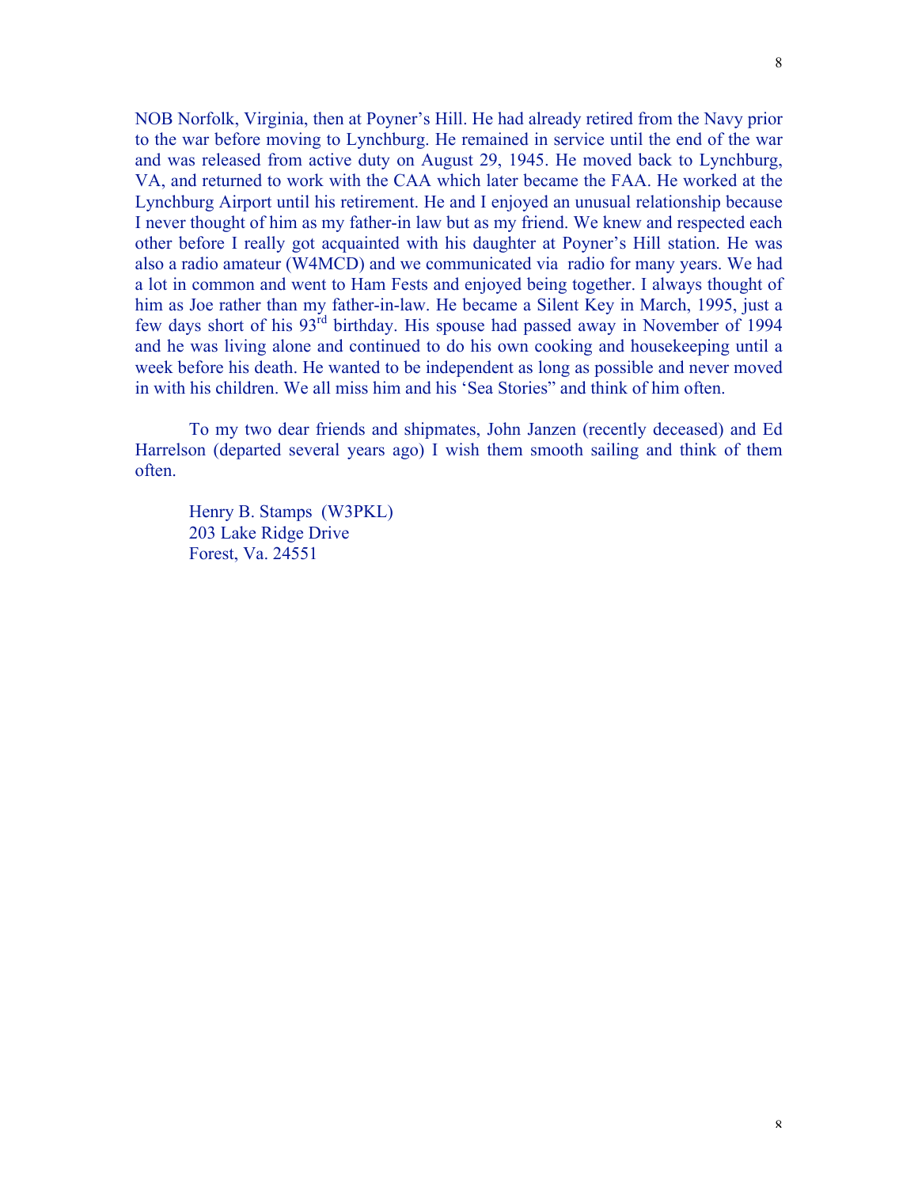NOB Norfolk, Virginia, then at Poyner's Hill. He had already retired from the Navy prior to the war before moving to Lynchburg. He remained in service until the end of the war and was released from active duty on August 29, 1945. He moved back to Lynchburg, VA, and returned to work with the CAA which later became the FAA. He worked at the Lynchburg Airport until his retirement. He and I enjoyed an unusual relationship because I never thought of him as my father-in law but as my friend. We knew and respected each other before I really got acquainted with his daughter at Poyner's Hill station. He was also a radio amateur (W4MCD) and we communicated via radio for many years. We had a lot in common and went to Ham Fests and enjoyed being together. I always thought of him as Joe rather than my father-in-law. He became a Silent Key in March, 1995, just a few days short of his 93rd birthday. His spouse had passed away in November of 1994 and he was living alone and continued to do his own cooking and housekeeping until a week before his death. He wanted to be independent as long as possible and never moved in with his children. We all miss him and his 'Sea Stories" and think of him often.

To my two dear friends and shipmates, John Janzen (recently deceased) and Ed Harrelson (departed several years ago) I wish them smooth sailing and think of them often.

Henry B. Stamps (W3PKL)
203 Lake Ridge Drive
Forest, Va. 24551